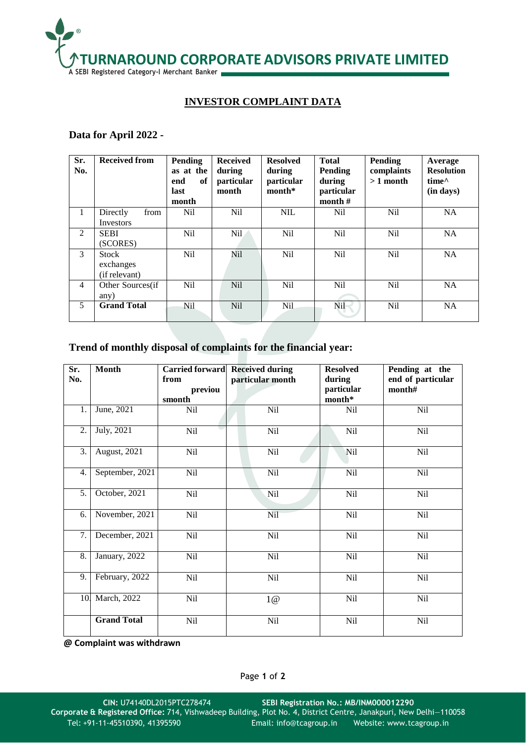**TURNAROUND CORPORATE ADVISORS PRIVATE LIMITED**

A SEBI Registered Category-I Merchant Banker

# INVESTOR COMPLAINT DATA

## Data for April 2022 -

| Sr. No. | Received from | Pending as at the end of last month | Received during particular month | Resolved during particular month* | Total Pending during particular month # | Pending complaints > 1 month | Average Resolution time^ (in days) |
|---|---|---|---|---|---|---|---|
| 1 | Directly from Investors | Nil | Nil | NIL | Nil | Nil | NA |
| 2 | SEBI (SCORES) | Nil | Nil | Nil | Nil | Nil | NA |
| 3 | Stock exchanges (if relevant) | Nil | Nil | Nil | Nil | Nil | NA |
| 4 | Other Sources(if any) | Nil | Nil | Nil | Nil | Nil | NA |
| 5 | **Grand Total** | Nil | Nil | Nil | Nil | Nil | NA |

## Trend of monthly disposal of complaints for the financial year:

| Sr. No. | Month | Carried forward from previous month | Received during particular month | Resolved during particular month* | Pending at the end of particular month# |
|---|---|---|---|---|---|
| 1. | June, 2021 | Nil | Nil | Nil | Nil |
| 2. | July, 2021 | Nil | Nil | Nil | Nil |
| 3. | August, 2021 | Nil | Nil | Nil | Nil |
| 4. | September, 2021 | Nil | Nil | Nil | Nil |
| 5. | October, 2021 | Nil | Nil | Nil | Nil |
| 6. | November, 2021 | Nil | Nil | Nil | Nil |
| 7. | December, 2021 | Nil | Nil | Nil | Nil |
| 8. | January, 2022 | Nil | Nil | Nil | Nil |
| 9. | February, 2022 | Nil | Nil | Nil | Nil |
| 10. | March, 2022 | Nil | 1@ | Nil | Nil |
| | **Grand Total** | Nil | Nil | Nil | Nil |

**@ Complaint was withdrawn**

**CIN:** U74140DL2015PTC278474 **SEBI Registration No.: MB/INM000012290**
**Corporate & Registered Office:** 714, Vishwadeep Building, Plot No. 4, District Centre, Janakpuri, New Delhi—110058
Tel: +91-11-45510390, 41395590 Email: info@tcagroup.in Website: www.tcagroup.in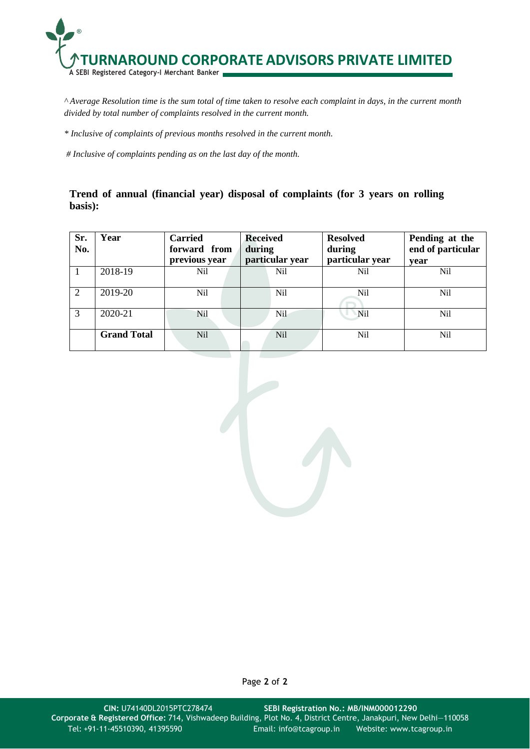*^ Average Resolution time is the sum total of time taken to resolve each complaint in days, in the current month divided by total number of complaints resolved in the current month.*

*\* Inclusive of complaints of previous months resolved in the current month.*

*# Inclusive of complaints pending as on the last day of the month.*

**Trend of annual (financial year) disposal of complaints (for 3 years on rolling basis):**

| Sr. No. | Year | Carried forward from previous year | Received during particular year | Resolved during particular year | Pending at the end of particular year |
|---|---|---|---|---|---|
| 1 | 2018-19 | Nil | Nil | Nil | Nil |
| 2 | 2019-20 | Nil | Nil | Nil | Nil |
| 3 | 2020-21 | Nil | Nil | Nil | Nil |
| | **Grand Total** | Nil | Nil | Nil | Nil |